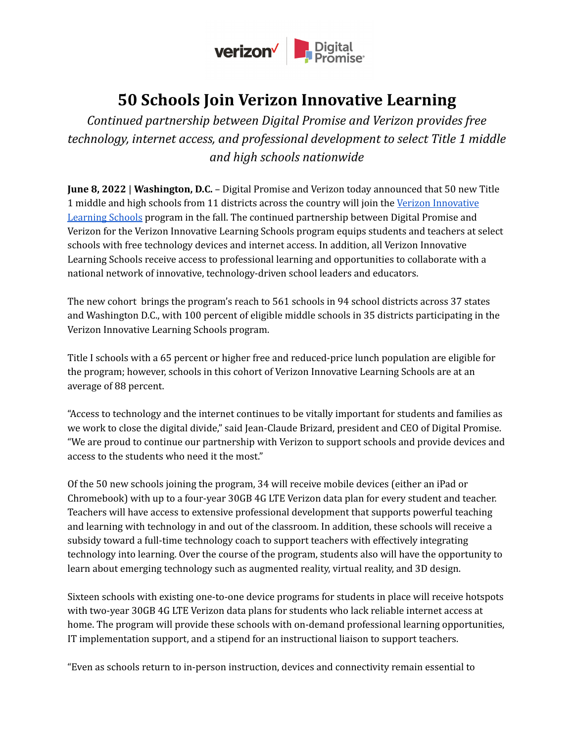# 50 Schools Join Verizon Innovative Learning

*Continued partnership between Digital Promise and Verizon provides free technology, internet access, and professional development to select Title 1 middle and high schools nationwide*

**June 8, 2022 | Washington, D.C.** – Digital Promise and Verizon today announced that 50 new Title 1 middle and high schools from 11 districts across the country will join the [Verizon Innovative Learning Schools](https://www.verizon.com/about/responsibility/digital-inclusion/verizon-innovative-learning) program in the fall. The continued partnership between Digital Promise and Verizon for the Verizon Innovative Learning Schools program equips students and teachers at select schools with free technology devices and internet access. In addition, all Verizon Innovative Learning Schools receive access to professional learning and opportunities to collaborate with a national network of innovative, technology-driven school leaders and educators.

The new cohort brings the program's reach to 561 schools in 94 school districts across 37 states and Washington D.C., with 100 percent of eligible middle schools in 35 districts participating in the Verizon Innovative Learning Schools program.

Title I schools with a 65 percent or higher free and reduced-price lunch population are eligible for the program; however, schools in this cohort of Verizon Innovative Learning Schools are at an average of 88 percent.

"Access to technology and the internet continues to be vitally important for students and families as we work to close the digital divide," said Jean-Claude Brizard, president and CEO of Digital Promise. "We are proud to continue our partnership with Verizon to support schools and provide devices and access to the students who need it the most."

Of the 50 new schools joining the program, 34 will receive mobile devices (either an iPad or Chromebook) with up to a four-year 30GB 4G LTE Verizon data plan for every student and teacher. Teachers will have access to extensive professional development that supports powerful teaching and learning with technology in and out of the classroom. In addition, these schools will receive a subsidy toward a full-time technology coach to support teachers with effectively integrating technology into learning. Over the course of the program, students also will have the opportunity to learn about emerging technology such as augmented reality, virtual reality, and 3D design.

Sixteen schools with existing one-to-one device programs for students in place will receive hotspots with two-year 30GB 4G LTE Verizon data plans for students who lack reliable internet access at home. The program will provide these schools with on-demand professional learning opportunities, IT implementation support, and a stipend for an instructional liaison to support teachers.

"Even as schools return to in-person instruction, devices and connectivity remain essential to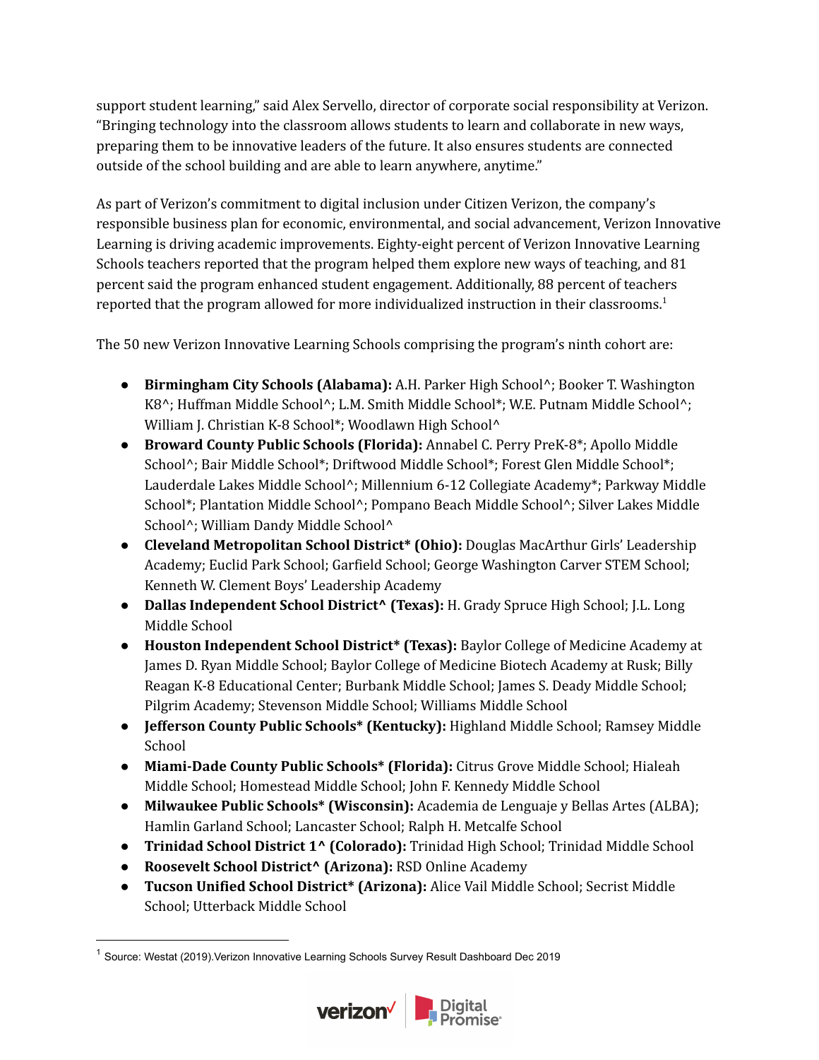support student learning," said Alex Servello, director of corporate social responsibility at Verizon. "Bringing technology into the classroom allows students to learn and collaborate in new ways, preparing them to be innovative leaders of the future. It also ensures students are connected outside of the school building and are able to learn anywhere, anytime."

As part of Verizon's commitment to digital inclusion under Citizen Verizon, the company's responsible business plan for economic, environmental, and social advancement, Verizon Innovative Learning is driving academic improvements. Eighty-eight percent of Verizon Innovative Learning Schools teachers reported that the program helped them explore new ways of teaching, and 81 percent said the program enhanced student engagement. Additionally, 88 percent of teachers reported that the program allowed for more individualized instruction in their classrooms.[1]

The 50 new Verizon Innovative Learning Schools comprising the program's ninth cohort are:

- **Birmingham City Schools (Alabama):** A.H. Parker High School^; Booker T. Washington K8^; Huffman Middle School^; L.M. Smith Middle School*; W.E. Putnam Middle School^; William J. Christian K-8 School*; Woodlawn High School^
- **Broward County Public Schools (Florida):** Annabel C. Perry PreK-8*; Apollo Middle School^; Bair Middle School*; Driftwood Middle School*; Forest Glen Middle School*; Lauderdale Lakes Middle School^; Millennium 6-12 Collegiate Academy*; Parkway Middle School*; Plantation Middle School^; Pompano Beach Middle School^; Silver Lakes Middle School^; William Dandy Middle School^
- **Cleveland Metropolitan School District* (Ohio):** Douglas MacArthur Girls' Leadership Academy; Euclid Park School; Garfield School; George Washington Carver STEM School; Kenneth W. Clement Boys' Leadership Academy
- **Dallas Independent School District^ (Texas):** H. Grady Spruce High School; J.L. Long Middle School
- **Houston Independent School District* (Texas):** Baylor College of Medicine Academy at James D. Ryan Middle School; Baylor College of Medicine Biotech Academy at Rusk; Billy Reagan K-8 Educational Center; Burbank Middle School; James S. Deady Middle School; Pilgrim Academy; Stevenson Middle School; Williams Middle School
- **Jefferson County Public Schools* (Kentucky):** Highland Middle School; Ramsey Middle School
- **Miami-Dade County Public Schools* (Florida):** Citrus Grove Middle School; Hialeah Middle School; Homestead Middle School; John F. Kennedy Middle School
- **Milwaukee Public Schools* (Wisconsin):** Academia de Lenguaje y Bellas Artes (ALBA); Hamlin Garland School; Lancaster School; Ralph H. Metcalfe School
- **Trinidad School District 1^ (Colorado):** Trinidad High School; Trinidad Middle School
- **Roosevelt School District^ (Arizona):** RSD Online Academy
- **Tucson Unified School District* (Arizona):** Alice Vail Middle School; Secrist Middle School; Utterback Middle School

[1] Source: Westat (2019).Verizon Innovative Learning Schools Survey Result Dashboard Dec 2019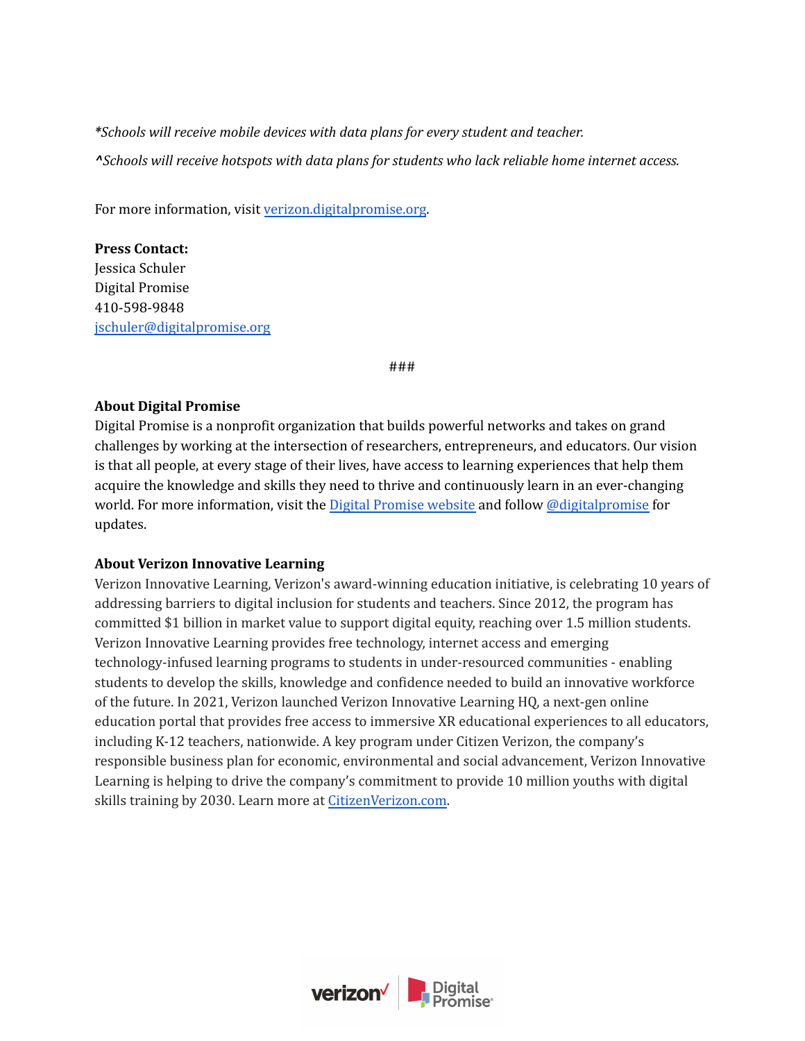*\*Schools will receive mobile devices with data plans for every student and teacher.*

*^Schools will receive hotspots with data plans for students who lack reliable home internet access.*

For more information, visit [verizon.digitalpromise.org](verizon.digitalpromise.org).

**Press Contact:**
Jessica Schuler
Digital Promise
410-598-9848
[jschuler@digitalpromise.org](mailto:jschuler@digitalpromise.org)

###

**About Digital Promise**
Digital Promise is a nonprofit organization that builds powerful networks and takes on grand challenges by working at the intersection of researchers, entrepreneurs, and educators. Our vision is that all people, at every stage of their lives, have access to learning experiences that help them acquire the knowledge and skills they need to thrive and continuously learn in an ever-changing world. For more information, visit the Digital Promise website and follow @digitalpromise for updates.

**About Verizon Innovative Learning**
Verizon Innovative Learning, Verizon's award-winning education initiative, is celebrating 10 years of addressing barriers to digital inclusion for students and teachers. Since 2012, the program has committed $1 billion in market value to support digital equity, reaching over 1.5 million students. Verizon Innovative Learning provides free technology, internet access and emerging technology-infused learning programs to students in under-resourced communities - enabling students to develop the skills, knowledge and confidence needed to build an innovative workforce of the future. In 2021, Verizon launched Verizon Innovative Learning HQ, a next-gen online education portal that provides free access to immersive XR educational experiences to all educators, including K-12 teachers, nationwide. A key program under Citizen Verizon, the company's responsible business plan for economic, environmental and social advancement, Verizon Innovative Learning is helping to drive the company's commitment to provide 10 million youths with digital skills training by 2030. Learn more at [CitizenVerizon.com](CitizenVerizon.com).